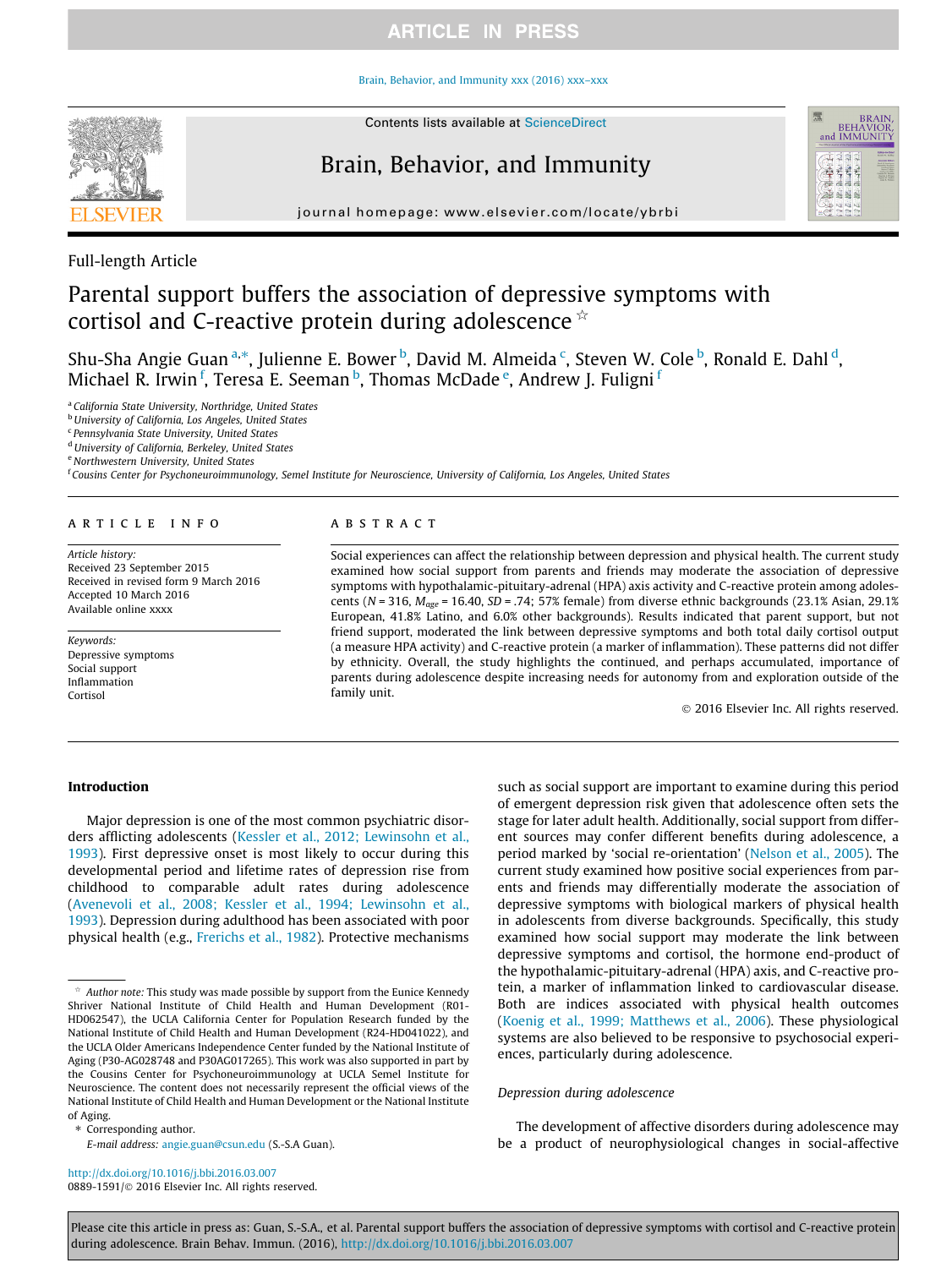Full-length Article

# Parental support buffers the association of depressive symptoms with cortisol and C-reactive protein during adolescence ☆

Shu-Sha Angie Guan [a,*], Julienne E. Bower [b], David M. Almeida [c], Steven W. Cole [b], Ronald E. Dahl [d], Michael R. Irwin [f], Teresa E. Seeman [b], Thomas McDade [e], Andrew J. Fuligni [f]

[a] California State University, Northridge, United States
[b] University of California, Los Angeles, United States
[c] Pennsylvania State University, United States
[d] University of California, Berkeley, United States
[e] Northwestern University, United States
[f] Cousins Center for Psychoneuroimmunology, Semel Institute for Neuroscience, University of California, Los Angeles, United States

## ARTICLE INFO

*Article history:*
Received 23 September 2015
Received in revised form 9 March 2016
Accepted 10 March 2016
Available online xxxx

*Keywords:*
Depressive symptoms
Social support
Inflammation
Cortisol

## ABSTRACT

Social experiences can affect the relationship between depression and physical health. The current study examined how social support from parents and friends may moderate the association of depressive symptoms with hypothalamic-pituitary-adrenal (HPA) axis activity and C-reactive protein among adolescents ($N = 316$, $M_{age} = 16.40$, $SD = .74$; 57% female) from diverse ethnic backgrounds (23.1% Asian, 29.1% European, 41.8% Latino, and 6.0% other backgrounds). Results indicated that parent support, but not friend support, moderated the link between depressive symptoms and both total daily cortisol output (a measure HPA activity) and C-reactive protein (a marker of inflammation). These patterns did not differ by ethnicity. Overall, the study highlights the continued, and perhaps accumulated, importance of parents during adolescence despite increasing needs for autonomy from and exploration outside of the family unit.

© 2016 Elsevier Inc. All rights reserved.

## Introduction

Major depression is one of the most common psychiatric disorders afflicting adolescents (Kessler et al., 2012; Lewinsohn et al., 1993). First depressive onset is most likely to occur during this developmental period and lifetime rates of depression rise from childhood to comparable adult rates during adolescence (Avenevoli et al., 2008; Kessler et al., 1994; Lewinsohn et al., 1993). Depression during adulthood has been associated with poor physical health (e.g., Frerichs et al., 1982). Protective mechanisms such as social support are important to examine during this period of emergent depression risk given that adolescence often sets the stage for later adult health. Additionally, social support from different sources may confer different benefits during adolescence, a period marked by 'social re-orientation' (Nelson et al., 2005). The current study examined how positive social experiences from parents and friends may differentially moderate the association of depressive symptoms with biological markers of physical health in adolescents from diverse backgrounds. Specifically, this study examined how social support may moderate the link between depressive symptoms and cortisol, the hormone end-product of the hypothalamic-pituitary-adrenal (HPA) axis, and C-reactive protein, a marker of inflammation linked to cardiovascular disease. Both are indices associated with physical health outcomes (Koenig et al., 1999; Matthews et al., 2006). These physiological systems are also believed to be responsive to psychosocial experiences, particularly during adolescence.

### Depression during adolescence

The development of affective disorders during adolescence may be a product of neurophysiological changes in social-affective

---

☆ *Author note:* This study was made possible by support from the Eunice Kennedy Shriver National Institute of Child Health and Human Development (R01-HD062547), the UCLA California Center for Population Research funded by the National Institute of Child Health and Human Development (R24-HD041022), and the UCLA Older Americans Independence Center funded by the National Institute of Aging (P30-AG028748 and P30AG017265). This work was also supported in part by the Cousins Center for Psychoneuroimmunology at UCLA Semel Institute for Neuroscience. The content does not necessarily represent the official views of the National Institute of Child Health and Human Development or the National Institute of Aging.

\* Corresponding author.
*E-mail address:* angie.guan@csun.edu (S.-S.A Guan).

http://dx.doi.org/10.1016/j.bbi.2016.03.007
0889-1591/© 2016 Elsevier Inc. All rights reserved.

Please cite this article in press as: Guan, S.-S.A., et al. Parental support buffers the association of depressive symptoms with cortisol and C-reactive protein during adolescence. Brain Behav. Immun. (2016), http://dx.doi.org/10.1016/j.bbi.2016.03.007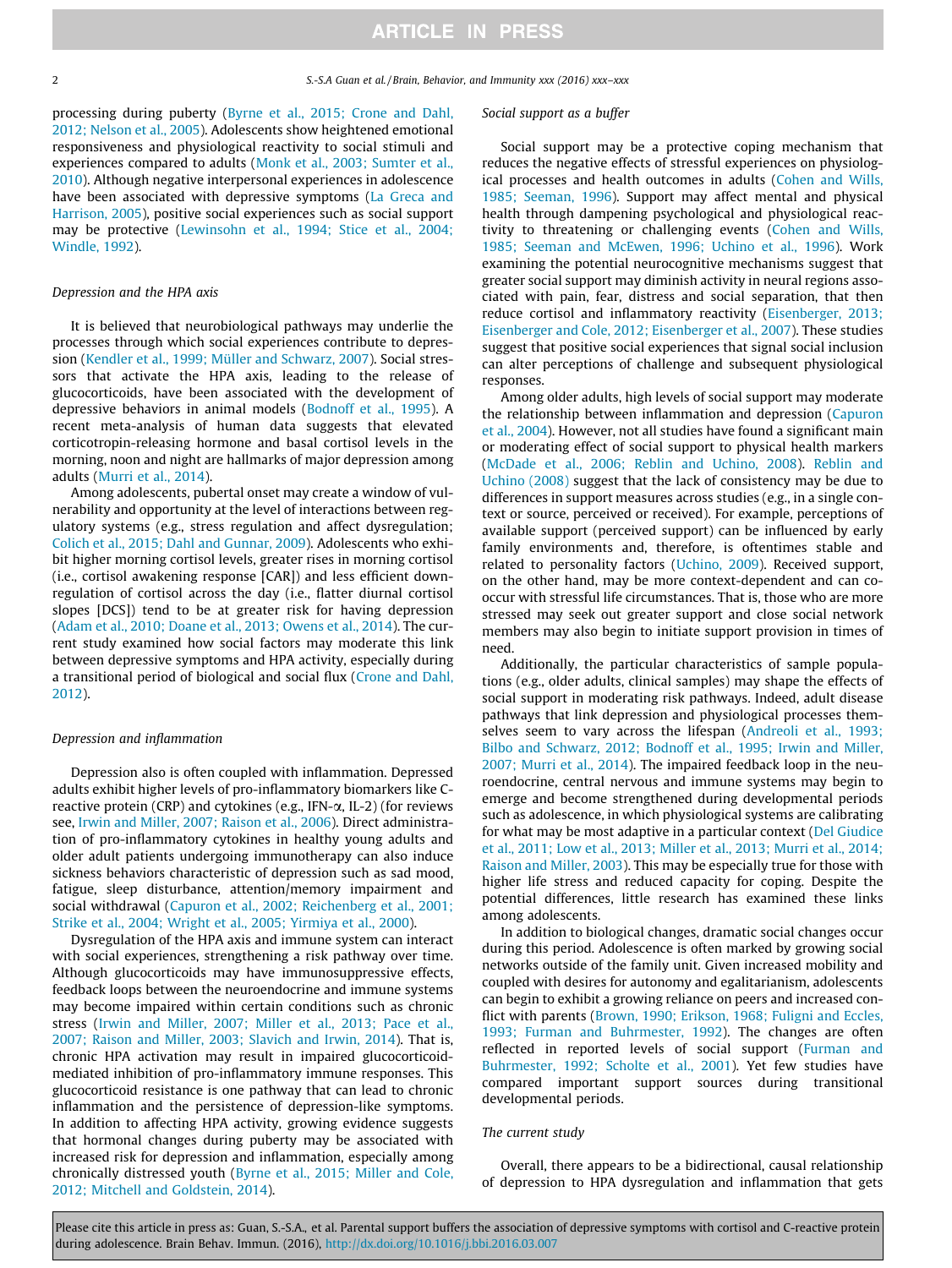processing during puberty (Byrne et al., 2015; Crone and Dahl, 2012; Nelson et al., 2005). Adolescents show heightened emotional responsiveness and physiological reactivity to social stimuli and experiences compared to adults (Monk et al., 2003; Sumter et al., 2010). Although negative interpersonal experiences in adolescence have been associated with depressive symptoms (La Greca and Harrison, 2005), positive social experiences such as social support may be protective (Lewinsohn et al., 1994; Stice et al., 2004; Windle, 1992).

### Depression and the HPA axis

It is believed that neurobiological pathways may underlie the processes through which social experiences contribute to depression (Kendler et al., 1999; Müller and Schwarz, 2007). Social stressors that activate the HPA axis, leading to the release of glucocorticoids, have been associated with the development of depressive behaviors in animal models (Bodnoff et al., 1995). A recent meta-analysis of human data suggests that elevated corticotropin-releasing hormone and basal cortisol levels in the morning, noon and night are hallmarks of major depression among adults (Murri et al., 2014).

Among adolescents, pubertal onset may create a window of vulnerability and opportunity at the level of interactions between regulatory systems (e.g., stress regulation and affect dysregulation; Colich et al., 2015; Dahl and Gunnar, 2009). Adolescents who exhibit higher morning cortisol levels, greater rises in morning cortisol (i.e., cortisol awakening response [CAR]) and less efficient down-regulation of cortisol across the day (i.e., flatter diurnal cortisol slopes [DCS]) tend to be at greater risk for having depression (Adam et al., 2010; Doane et al., 2013; Owens et al., 2014). The current study examined how social factors may moderate this link between depressive symptoms and HPA activity, especially during a transitional period of biological and social flux (Crone and Dahl, 2012).

### Depression and inflammation

Depression also is often coupled with inflammation. Depressed adults exhibit higher levels of pro-inflammatory biomarkers like C-reactive protein (CRP) and cytokines (e.g., IFN-$\alpha$, IL-2) (for reviews see, Irwin and Miller, 2007; Raison et al., 2006). Direct administration of pro-inflammatory cytokines in healthy young adults and older adult patients undergoing immunotherapy can also induce sickness behaviors characteristic of depression such as sad mood, fatigue, sleep disturbance, attention/memory impairment and social withdrawal (Capuron et al., 2002; Reichenberg et al., 2001; Strike et al., 2004; Wright et al., 2005; Yirmiya et al., 2000).

Dysregulation of the HPA axis and immune system can interact with social experiences, strengthening a risk pathway over time. Although glucocorticoids may have immunosuppressive effects, feedback loops between the neuroendocrine and immune systems may become impaired within certain conditions such as chronic stress (Irwin and Miller, 2007; Miller et al., 2013; Pace et al., 2007; Raison and Miller, 2003; Slavich and Irwin, 2014). That is, chronic HPA activation may result in impaired glucocorticoid-mediated inhibition of pro-inflammatory immune responses. This glucocorticoid resistance is one pathway that can lead to chronic inflammation and the persistence of depression-like symptoms. In addition to affecting HPA activity, growing evidence suggests that hormonal changes during puberty may be associated with increased risk for depression and inflammation, especially among chronically distressed youth (Byrne et al., 2015; Miller and Cole, 2012; Mitchell and Goldstein, 2014).

### Social support as a buffer

Social support may be a protective coping mechanism that reduces the negative effects of stressful experiences on physiological processes and health outcomes in adults (Cohen and Wills, 1985; Seeman, 1996). Support may affect mental and physical health through dampening psychological and physiological reactivity to threatening or challenging events (Cohen and Wills, 1985; Seeman and McEwen, 1996; Uchino et al., 1996). Work examining the potential neurocognitive mechanisms suggest that greater social support may diminish activity in neural regions associated with pain, fear, distress and social separation, that then reduce cortisol and inflammatory reactivity (Eisenberger, 2013; Eisenberger and Cole, 2012; Eisenberger et al., 2007). These studies suggest that positive social experiences that signal social inclusion can alter perceptions of challenge and subsequent physiological responses.

Among older adults, high levels of social support may moderate the relationship between inflammation and depression (Capuron et al., 2004). However, not all studies have found a significant main or moderating effect of social support to physical health markers (McDade et al., 2006; Reblin and Uchino, 2008). Reblin and Uchino (2008) suggest that the lack of consistency may be due to differences in support measures across studies (e.g., in a single context or source, perceived or received). For example, perceptions of available support (perceived support) can be influenced by early family environments and, therefore, is oftentimes stable and related to personality factors (Uchino, 2009). Received support, on the other hand, may be more context-dependent and can co-occur with stressful life circumstances. That is, those who are more stressed may seek out greater support and close social network members may also begin to initiate support provision in times of need.

Additionally, the particular characteristics of sample populations (e.g., older adults, clinical samples) may shape the effects of social support in moderating risk pathways. Indeed, adult disease pathways that link depression and physiological processes themselves seem to vary across the lifespan (Andreoli et al., 1993; Bilbo and Schwarz, 2012; Bodnoff et al., 1995; Irwin and Miller, 2007; Murri et al., 2014). The impaired feedback loop in the neuroendocrine, central nervous and immune systems may begin to emerge and become strengthened during developmental periods such as adolescence, in which physiological systems are calibrating for what may be most adaptive in a particular context (Del Giudice et al., 2011; Low et al., 2013; Miller et al., 2013; Murri et al., 2014; Raison and Miller, 2003). This may be especially true for those with higher life stress and reduced capacity for coping. Despite the potential differences, little research has examined these links among adolescents.

In addition to biological changes, dramatic social changes occur during this period. Adolescence is often marked by growing social networks outside of the family unit. Given increased mobility and coupled with desires for autonomy and egalitarianism, adolescents can begin to exhibit a growing reliance on peers and increased conflict with parents (Brown, 1990; Erikson, 1968; Fuligni and Eccles, 1993; Furman and Buhrmester, 1992). The changes are often reflected in reported levels of social support (Furman and Buhrmester, 1992; Scholte et al., 2001). Yet few studies have compared important support sources during transitional developmental periods.

### The current study

Overall, there appears to be a bidirectional, causal relationship of depression to HPA dysregulation and inflammation that gets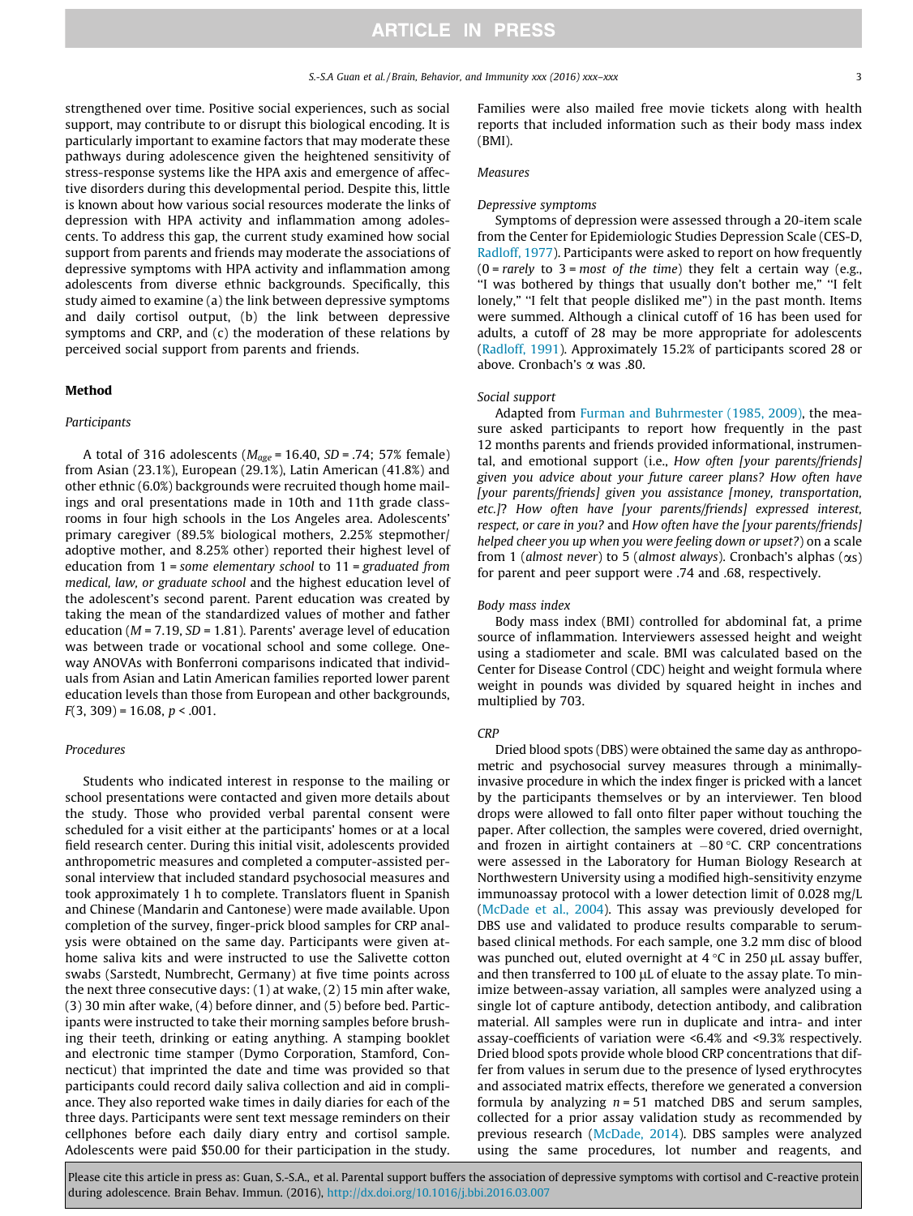strengthened over time. Positive social experiences, such as social support, may contribute to or disrupt this biological encoding. It is particularly important to examine factors that may moderate these pathways during adolescence given the heightened sensitivity of stress-response systems like the HPA axis and emergence of affective disorders during this developmental period. Despite this, little is known about how various social resources moderate the links of depression with HPA activity and inflammation among adolescents. To address this gap, the current study examined how social support from parents and friends may moderate the associations of depressive symptoms with HPA activity and inflammation among adolescents from diverse ethnic backgrounds. Specifically, this study aimed to examine (a) the link between depressive symptoms and daily cortisol output, (b) the link between depressive symptoms and CRP, and (c) the moderation of these relations by perceived social support from parents and friends.

## Method

### Participants

A total of 316 adolescents ($M_{age}$ = 16.40, $SD$ = .74; 57% female) from Asian (23.1%), European (29.1%), Latin American (41.8%) and other ethnic (6.0%) backgrounds were recruited though home mailings and oral presentations made in 10th and 11th grade classrooms in four high schools in the Los Angeles area. Adolescents' primary caregiver (89.5% biological mothers, 2.25% stepmother/adoptive mother, and 8.25% other) reported their highest level of education from 1 = *some elementary school* to 11 = *graduated from medical, law, or graduate school* and the highest education level of the adolescent's second parent. Parent education was created by taking the mean of the standardized values of mother and father education ($M$ = 7.19, $SD$ = 1.81). Parents' average level of education was between trade or vocational school and some college. One-way ANOVAs with Bonferroni comparisons indicated that individuals from Asian and Latin American families reported lower parent education levels than those from European and other backgrounds, $F(3, 309) = 16.08$, $p < .001$.

### Procedures

Students who indicated interest in response to the mailing or school presentations were contacted and given more details about the study. Those who provided verbal parental consent were scheduled for a visit either at the participants' homes or at a local field research center. During this initial visit, adolescents provided anthropometric measures and completed a computer-assisted personal interview that included standard psychosocial measures and took approximately 1 h to complete. Translators fluent in Spanish and Chinese (Mandarin and Cantonese) were made available. Upon completion of the survey, finger-prick blood samples for CRP analysis were obtained on the same day. Participants were given at-home saliva kits and were instructed to use the Salivette cotton swabs (Sarstedt, Numbrecht, Germany) at five time points across the next three consecutive days: (1) at wake, (2) 15 min after wake, (3) 30 min after wake, (4) before dinner, and (5) before bed. Participants were instructed to take their morning samples before brushing their teeth, drinking or eating anything. A stamping booklet and electronic time stamper (Dymo Corporation, Stamford, Connecticut) that imprinted the date and time was provided so that participants could record daily saliva collection and aid in compliance. They also reported wake times in daily diaries for each of the three days. Participants were sent text message reminders on their cellphones before each daily diary entry and cortisol sample. Adolescents were paid $50.00 for their participation in the study. Families were also mailed free movie tickets along with health reports that included information such as their body mass index (BMI).

### Measures

#### Depressive symptoms

Symptoms of depression were assessed through a 20-item scale from the Center for Epidemiologic Studies Depression Scale (CES-D, Radloff, 1977). Participants were asked to report on how frequently (0 = *rarely* to 3 = *most of the time*) they felt a certain way (e.g., "I was bothered by things that usually don't bother me," "I felt lonely," "I felt that people disliked me") in the past month. Items were summed. Although a clinical cutoff of 16 has been used for adults, a cutoff of 28 may be more appropriate for adolescents (Radloff, 1991). Approximately 15.2% of participants scored 28 or above. Cronbach's $\alpha$ was .80.

#### Social support

Adapted from Furman and Buhrmester (1985, 2009), the measure asked participants to report how frequently in the past 12 months parents and friends provided informational, instrumental, and emotional support (i.e., *How often [your parents/friends] given you advice about your future career plans? How often have [your parents/friends] given you assistance [money, transportation, etc.]? How often have [your parents/friends] expressed interest, respect, or care in you?* and *How often have the [your parents/friends] helped cheer you up when you were feeling down or upset?*) on a scale from 1 (*almost never*) to 5 (*almost always*). Cronbach's alphas ($\alpha$s) for parent and peer support were .74 and .68, respectively.

#### Body mass index

Body mass index (BMI) controlled for abdominal fat, a prime source of inflammation. Interviewers assessed height and weight using a stadiometer and scale. BMI was calculated based on the Center for Disease Control (CDC) height and weight formula where weight in pounds was divided by squared height in inches and multiplied by 703.

#### CRP

Dried blood spots (DBS) were obtained the same day as anthropometric and psychosocial survey measures through a minimally-invasive procedure in which the index finger is pricked with a lancet by the participants themselves or by an interviewer. Ten blood drops were allowed to fall onto filter paper without touching the paper. After collection, the samples were covered, dried overnight, and frozen in airtight containers at −80 °C. CRP concentrations were assessed in the Laboratory for Human Biology Research at Northwestern University using a modified high-sensitivity enzyme immunoassay protocol with a lower detection limit of 0.028 mg/L (McDade et al., 2004). This assay was previously developed for DBS use and validated to produce results comparable to serum-based clinical methods. For each sample, one 3.2 mm disc of blood was punched out, eluted overnight at 4 °C in 250 μL assay buffer, and then transferred to 100 μL of eluate to the assay plate. To minimize between-assay variation, all samples were analyzed using a single lot of capture antibody, detection antibody, and calibration material. All samples were run in duplicate and intra- and inter assay-coefficients of variation were <6.4% and <9.3% respectively. Dried blood spots provide whole blood CRP concentrations that differ from values in serum due to the presence of lysed erythrocytes and associated matrix effects, therefore we generated a conversion formula by analyzing $n = 51$ matched DBS and serum samples, collected for a prior assay validation study as recommended by previous research (McDade, 2014). DBS samples were analyzed using the same procedures, lot number and reagents, and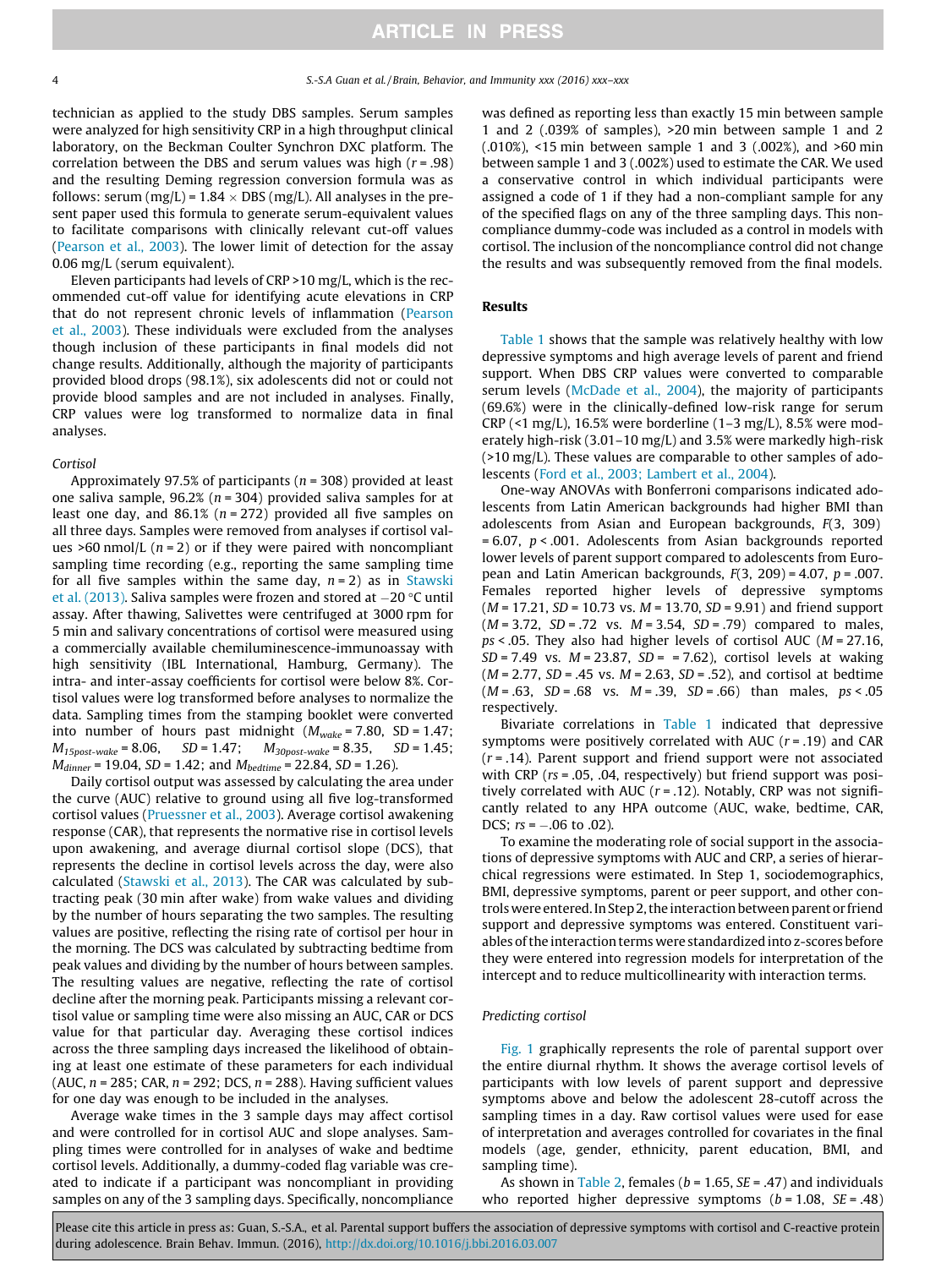technician as applied to the study DBS samples. Serum samples were analyzed for high sensitivity CRP in a high throughput clinical laboratory, on the Beckman Coulter Synchron DXC platform. The correlation between the DBS and serum values was high ($r = .98$) and the resulting Deming regression conversion formula was as follows: serum (mg/L) = 1.84 × DBS (mg/L). All analyses in the present paper used this formula to generate serum-equivalent values to facilitate comparisons with clinically relevant cut-off values (Pearson et al., 2003). The lower limit of detection for the assay 0.06 mg/L (serum equivalent).

Eleven participants had levels of CRP >10 mg/L, which is the recommended cut-off value for identifying acute elevations in CRP that do not represent chronic levels of inflammation (Pearson et al., 2003). These individuals were excluded from the analyses though inclusion of these participants in final models did not change results. Additionally, although the majority of participants provided blood drops (98.1%), six adolescents did not or could not provide blood samples and are not included in analyses. Finally, CRP values were log transformed to normalize data in final analyses.

*Cortisol*

Approximately 97.5% of participants ($n = 308$) provided at least one saliva sample, 96.2% ($n = 304$) provided saliva samples for at least one day, and 86.1% ($n = 272$) provided all five samples on all three days. Samples were removed from analyses if cortisol values >60 nmol/L ($n = 2$) or if they were paired with noncompliant sampling time recording (e.g., reporting the same sampling time for all five samples within the same day, $n = 2$) as in Stawski et al. (2013). Saliva samples were frozen and stored at −20 °C until assay. After thawing, Salivettes were centrifuged at 3000 rpm for 5 min and salivary concentrations of cortisol were measured using a commercially available chemiluminescence-immunoassay with high sensitivity (IBL International, Hamburg, Germany). The intra- and inter-assay coefficients for cortisol were below 8%. Cortisol values were log transformed before analyses to normalize the data. Sampling times from the stamping booklet were converted into number of hours past midnight ($M_{wake} = 7.80$, SD = 1.47; $M_{15post\text{-}wake} = 8.06$, $SD = 1.47$; $M_{30post\text{-}wake} = 8.35$, $SD = 1.45$; $M_{dinner} = 19.04$, $SD = 1.42$; and $M_{bedtime} = 22.84$, $SD = 1.26$).

Daily cortisol output was assessed by calculating the area under the curve (AUC) relative to ground using all five log-transformed cortisol values (Pruessner et al., 2003). Average cortisol awakening response (CAR), that represents the normative rise in cortisol levels upon awakening, and average diurnal cortisol slope (DCS), that represents the decline in cortisol levels across the day, were also calculated (Stawski et al., 2013). The CAR was calculated by subtracting peak (30 min after wake) from wake values and dividing by the number of hours separating the two samples. The resulting values are positive, reflecting the rising rate of cortisol per hour in the morning. The DCS was calculated by subtracting bedtime from peak values and dividing by the number of hours between samples. The resulting values are negative, reflecting the rate of cortisol decline after the morning peak. Participants missing a relevant cortisol value or sampling time were also missing an AUC, CAR or DCS value for that particular day. Averaging these cortisol indices across the three sampling days increased the likelihood of obtaining at least one estimate of these parameters for each individual (AUC, $n = 285$; CAR, $n = 292$; DCS, $n = 288$). Having sufficient values for one day was enough to be included in the analyses.

Average wake times in the 3 sample days may affect cortisol and were controlled for in cortisol AUC and slope analyses. Sampling times were controlled for in analyses of wake and bedtime cortisol levels. Additionally, a dummy-coded flag variable was created to indicate if a participant was noncompliant in providing samples on any of the 3 sampling days. Specifically, noncompliance was defined as reporting less than exactly 15 min between sample 1 and 2 (.039% of samples), >20 min between sample 1 and 2 (.010%), <15 min between sample 1 and 3 (.002%), and >60 min between sample 1 and 3 (.002%) used to estimate the CAR. We used a conservative control in which individual participants were assigned a code of 1 if they had a non-compliant sample for any of the specified flags on any of the three sampling days. This noncompliance dummy-code was included as a control in models with cortisol. The inclusion of the noncompliance control did not change the results and was subsequently removed from the final models.

## Results

Table 1 shows that the sample was relatively healthy with low depressive symptoms and high average levels of parent and friend support. When DBS CRP values were converted to comparable serum levels (McDade et al., 2004), the majority of participants (69.6%) were in the clinically-defined low-risk range for serum CRP (<1 mg/L), 16.5% were borderline (1–3 mg/L), 8.5% were moderately high-risk (3.01–10 mg/L) and 3.5% were markedly high-risk (>10 mg/L). These values are comparable to other samples of adolescents (Ford et al., 2003; Lambert et al., 2004).

One-way ANOVAs with Bonferroni comparisons indicated adolescents from Latin American backgrounds had higher BMI than adolescents from Asian and European backgrounds, $F(3, 309) = 6.07$, $p < .001$. Adolescents from Asian backgrounds reported lower levels of parent support compared to adolescents from European and Latin American backgrounds, $F(3, 209) = 4.07$, $p = .007$. Females reported higher levels of depressive symptoms ($M = 17.21$, $SD = 10.73$ vs. $M = 13.70$, $SD = 9.91$) and friend support ($M = 3.72$, $SD = .72$ vs. $M = 3.54$, $SD = .79$) compared to males, $ps < .05$. They also had higher levels of cortisol AUC ($M = 27.16$, $SD = 7.49$ vs. $M = 23.87$, $SD = 7.62$), cortisol levels at waking ($M = 2.77$, $SD = .45$ vs. $M = 2.63$, $SD = .52$), and cortisol at bedtime ($M = .63$, $SD = .68$ vs. $M = .39$, $SD = .66$) than males, $ps < .05$ respectively.

Bivariate correlations in Table 1 indicated that depressive symptoms were positively correlated with AUC ($r = .19$) and CAR ($r = .14$). Parent support and friend support were not associated with CRP ($rs = .05$, .04, respectively) but friend support was positively correlated with AUC ($r = .12$). Notably, CRP was not significantly related to any HPA outcome (AUC, wake, bedtime, CAR, DCS; $rs = -.06$ to .02).

To examine the moderating role of social support in the associations of depressive symptoms with AUC and CRP, a series of hierarchical regressions were estimated. In Step 1, sociodemographics, BMI, depressive symptoms, parent or peer support, and other controls were entered. In Step 2, the interaction between parent or friend support and depressive symptoms was entered. Constituent variables of the interaction terms were standardized into z-scores before they were entered into regression models for interpretation of the intercept and to reduce multicollinearity with interaction terms.

*Predicting cortisol*

Fig. 1 graphically represents the role of parental support over the entire diurnal rhythm. It shows the average cortisol levels of participants with low levels of parent support and depressive symptoms above and below the adolescent 28-cutoff across the sampling times in a day. Raw cortisol values were used for ease of interpretation and averages controlled for covariates in the final models (age, gender, ethnicity, parent education, BMI, and sampling time).

As shown in Table 2, females ($b = 1.65$, $SE = .47$) and individuals who reported higher depressive symptoms ($b = 1.08$, $SE = .48$)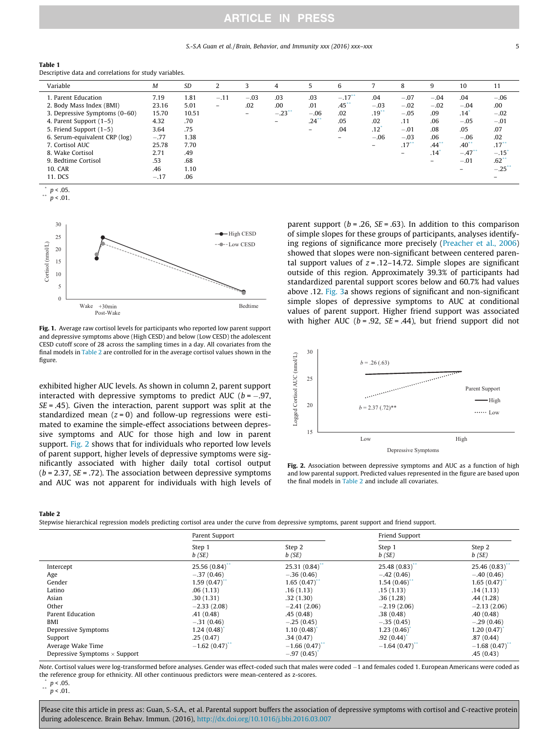**Table 1**
Descriptive data and correlations for study variables.

| Variable | M | SD | 2 | 3 | 4 | 5 | 6 | 7 | 8 | 9 | 10 | 11 |
|---|---|---|---|---|---|---|---|---|---|---|---|---|
| 1. Parent Education | 7.19 | 1.81 | −.11 | −.03 | .03 | .03 | −.17** | .04 | −.07 | −.04 | .04 | −.06 |
| 2. Body Mass Index (BMI) | 23.16 | 5.01 | – | .02 | .00 | .01 | .45** | −.03 | −.02 | −.02 | −.04 | .00 |
| 3. Depressive Symptoms (0–60) | 15.70 | 10.51 | | – | −.23** | −.06 | .02 | .19** | −.05 | .09 | .14* | −.02 |
| 4. Parent Support (1–5) | 4.32 | .70 | | | – | .24** | .05 | .02 | .11 | .06 | −.05 | −.01 |
| 5. Friend Support (1–5) | 3.64 | .75 | | | | – | .04 | .12* | −.01 | .08 | .05 | .07 |
| 6. Serum-equivalent CRP (log) | −.77 | 1.38 | | | | | – | −.06 | −.03 | .06 | −.06 | .02 |
| 7. Cortisol AUC | 25.78 | 7.70 | | | | | | – | .17** | .44** | .40** | .17** |
| 8. Wake Cortisol | 2.71 | .49 | | | | | | | – | .14* | −.47** | −.15* |
| 9. Bedtime Cortisol | .53 | .68 | | | | | | | | – | −.01 | .62** |
| 10. CAR | .46 | 1.10 | | | | | | | | | – | −.25** |
| 11. DCS | −.17 | .06 | | | | | | | | | | – |

\* $p < .05$.
\*\* $p < .01$.

**Fig. 1.** Average raw cortisol levels for participants who reported low parent support and depressive symptoms above (High CESD) and below (Low CESD) the adolescent CESD cutoff score of 28 across the sampling times in a day. All covariates from the final models in Table 2 are controlled for in the average cortisol values shown in the figure.

exhibited higher AUC levels. As shown in column 2, parent support interacted with depressive symptoms to predict AUC ($b = -.97$, $SE = .45$). Given the interaction, parent support was split at the standardized mean ($z = 0$) and follow-up regressions were estimated to examine the simple-effect associations between depressive symptoms and AUC for those high and low in parent support. Fig. 2 shows that for individuals who reported low levels of parent support, higher levels of depressive symptoms were significantly associated with higher daily total cortisol output ($b = 2.37$, $SE = .72$). The association between depressive symptoms and AUC was not apparent for individuals with high levels of parent support ($b = .26$, $SE = .63$). In addition to this comparison of simple slopes for these groups of participants, analyses identifying regions of significance more precisely (Preacher et al., 2006) showed that slopes were non-significant between centered parental support values of $z = .12$–$14.72$. Simple slopes are significant outside of this region. Approximately 39.3% of participants had standardized parental support scores below and 60.7% had values above .12. Fig. 3a shows regions of significant and non-significant simple slopes of depressive symptoms to AUC at conditional values of parent support. Higher friend support was associated with higher AUC ($b = .92$, $SE = .44$), but friend support did not

**Fig. 2.** Association between depressive symptoms and AUC as a function of high and low parental support. Predicted values represented in the figure are based upon the final models in Table 2 and include all covariates.

**Table 2**
Stepwise hierarchical regression models predicting cortisol area under the curve from depressive symptoms, parent support and friend support.

| | Parent Support | | Friend Support | |
|---|---|---|---|---|
| | Step 1 b (SE) | Step 2 b (SE) | Step 1 b (SE) | Step 2 b (SE) |
| Intercept | 25.56 (0.84)** | 25.31 (0.84)** | 25.48 (0.83)** | 25.46 (0.83)** |
| Age | −.37 (0.46) | −.36 (0.46) | −.42 (0.46) | −.40 (0.46) |
| Gender | 1.59 (0.47)** | 1.65 (0.47)** | 1.54 (0.46)** | 1.65 (0.47)** |
| Latino | .06 (1.13) | .16 (1.13) | .15 (1.13) | .14 (1.13) |
| Asian | .30 (1.31) | .32 (1.30) | .36 (1.28) | .44 (1.28) |
| Other | −2.33 (2.08) | −2.41 (2.06) | −2.19 (2.06) | −2.13 (2.06) |
| Parent Education | .41 (0.48) | .45 (0.48) | .38 (0.48) | .40 (0.48) |
| BMI | −.31 (0.46) | −.25 (0.45) | −.35 (0.45) | −.29 (0.46) |
| Depressive Symptoms | 1.24 (0.48)* | 1.10 (0.48)* | 1.23 (0.46)* | 1.20 (0.47)* |
| Support | .25 (0.47) | .34 (0.47) | .92 (0.44)* | .87 (0.44) |
| Average Wake Time | −1.62 (0.47)** | −1.66 (0.47)** | −1.64 (0.47)** | −1.68 (0.47)** |
| Depressive Symptoms × Support | | −.97 (0.45)* | | .45 (0.43) |

*Note.* Cortisol values were log-transformed before analyses. Gender was effect-coded such that males were coded −1 and females coded 1. European Americans were coded as the reference group for ethnicity. All other continuous predictors were mean-centered as z-scores.
\* $p < .05$.
\*\* $p < .01$.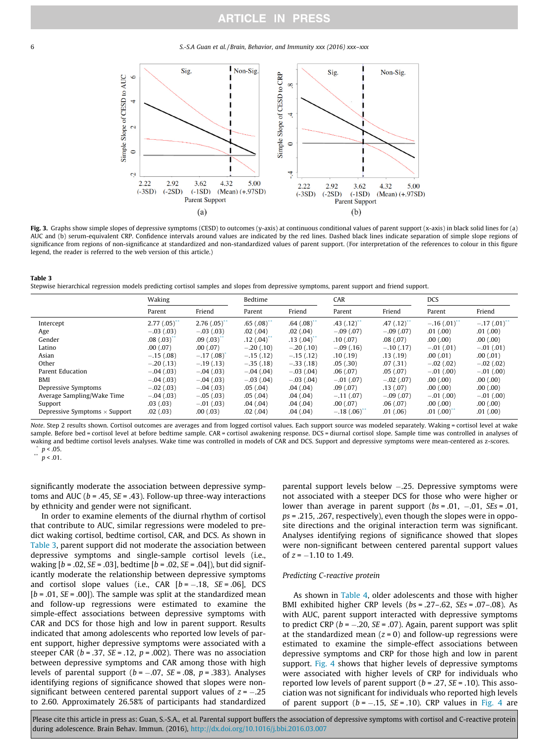Fig. 3. Graphs show simple slopes of depressive symptoms (CESD) to outcomes (y-axis) at continuous conditional values of parent support (x-axis) in black solid lines for (a) AUC and (b) serum-equivalent CRP. Confidence intervals around values are indicated by the red lines. Dashed black lines indicate separation of simple slope regions of significance from regions of non-significance at standardized and non-standardized values of parent support. (For interpretation of the references to colour in this figure legend, the reader is referred to the web version of this article.)

**Table 3**
Stepwise hierarchical regression models predicting cortisol samples and slopes from depressive symptoms, parent support and friend support.

| | Waking | | Bedtime | | CAR | | DCS | |
|---|---|---|---|---|---|---|---|---|
| | Parent | Friend | Parent | Friend | Parent | Friend | Parent | Friend |
| Intercept | 2.77 (.05)** | 2.76 (.05)** | .65 (.08)** | .64 (.08)** | .43 (.12)** | .47 (.12)** | −.16 (.01)** | −.17 (.01)** |
| Age | −.03 (.03) | −.03 (.03) | .02 (.04) | .02 (.04) | −.09 (.07) | −.09 (.07) | .01 (.00) | .01 (.00) |
| Gender | .08 (.03)** | .09 (.03)** | .12 (.04)** | .13 (.04)** | .10 (.07) | .08 (.07) | .00 (.00) | .00 (.00) |
| Latino | .00 (.07) | .00 (.07) | −.20 (.10) | −.20 (.10) | −.09 (.16) | −.10 (.17) | −.01 (.01) | −.01 (.01) |
| Asian | −.15 (.08) | −.17 (.08)* | −.15 (.12) | −.15 (.12) | .10 (.19) | .13 (.19) | .00 (.01) | .00 (.01) |
| Other | −.20 (.13) | −.19 (.13) | −.35 (.18) | −.33 (.18) | .05 (.30) | .07 (.31) | −.02 (.02) | −.02 (.02) |
| Parent Education | −.04 (.03) | −.04 (.03) | −.04 (.04) | −.03 (.04) | .06 (.07) | .05 (.07) | −.01 (.00) | −.01 (.00) |
| BMI | −.04 (.03) | −.04 (.03) | −.03 (.04) | −.03 (.04) | −.01 (.07) | −.02 (.07) | .00 (.00) | .00 (.00) |
| Depressive Symptoms | −.02 (.03) | −.04 (.03) | .05 (.04) | .04 (.04) | .09 (.07) | .13 (.07) | .00 (.00) | .00 (.00) |
| Average Sampling/Wake Time | −.04 (.03) | −.05 (.03) | .05 (.04) | .04 (.04) | −.11 (.07) | −.09 (.07) | −.01 (.00) | −.01 (.00) |
| Support | .03 (.03) | −.01 (.03) | .04 (.04) | .04 (.04) | .00 (.07) | .06 (.07) | .00 (.00) | .00 (.00) |
| Depressive Symptoms × Support | .02 (.03) | .00 (.03) | .02 (.04) | .04 (.04) | −.18 (.06)** | .01 (.06) | .01 (.00)** | .01 (.00) |

*Note.* Step 2 results shown. Cortisol outcomes are averages and from logged cortisol values. Each support source was modeled separately. Waking = cortisol level at wake sample. Before bed = cortisol level at before bedtime sample. CAR = cortisol awakening response. DCS = diurnal cortisol slope. Sample time was controlled in analyses of waking and bedtime cortisol levels analyses. Wake time was controlled in models of CAR and DCS. Support and depressive symptoms were mean-centered as z-scores.
\* $p < .05$.
\*\* $p < .01$.

significantly moderate the association between depressive symptoms and AUC ($b = .45$, $SE = .43$). Follow-up three-way interactions by ethnicity and gender were not significant.

In order to examine elements of the diurnal rhythm of cortisol that contribute to AUC, similar regressions were modeled to predict waking cortisol, bedtime cortisol, CAR, and DCS. As shown in Table 3, parent support did not moderate the association between depressive symptoms and single-sample cortisol levels (i.e., waking [$b = .02$, $SE = .03$], bedtime [$b = .02$, $SE = .04$]), but did significantly moderate the relationship between depressive symptoms and cortisol slope values (i.e., CAR [$b = -.18$, $SE = .06$], DCS [$b = .01$, $SE = .00$]). The sample was split at the standardized mean and follow-up regressions were estimated to examine the simple-effect associations between depressive symptoms with CAR and DCS for those high and low in parent support. Results indicated that among adolescents who reported low levels of parent support, higher depressive symptoms were associated with a steeper CAR ($b = .37$, $SE = .12$, $p = .002$). There was no association between depressive symptoms and CAR among those with high levels of parental support ($b = -.07$, $SE = .08$, $p = .383$). Analyses identifying regions of significance showed that slopes were non-significant between centered parental support values of $z = -.25$ to 2.60. Approximately 26.58% of participants had standardized parental support levels below −.25. Depressive symptoms were not associated with a steeper DCS for those who were higher or lower than average in parent support ($bs = .01$, $-.01$, $SEs = .01$, $ps = .215$, .267, respectively), even though the slopes were in opposite directions and the original interaction term was significant. Analyses identifying regions of significance showed that slopes were non-significant between centered parental support values of $z = -1.10$ to 1.49.

### Predicting C-reactive protein

As shown in Table 4, older adolescents and those with higher BMI exhibited higher CRP levels ($bs = .27$–.62, $SEs = .07$–.08). As with AUC, parent support interacted with depressive symptoms to predict CRP ($b = -.20$, $SE = .07$). Again, parent support was split at the standardized mean ($z = 0$) and follow-up regressions were estimated to examine the simple-effect associations between depressive symptoms and CRP for those high and low in parent support. Fig. 4 shows that higher levels of depressive symptoms were associated with higher levels of CRP for individuals who reported low levels of parent support ($b = .27$, $SE = .10$). This association was not significant for individuals who reported high levels of parent support ($b = -.15$, $SE = .10$). CRP values in Fig. 4 are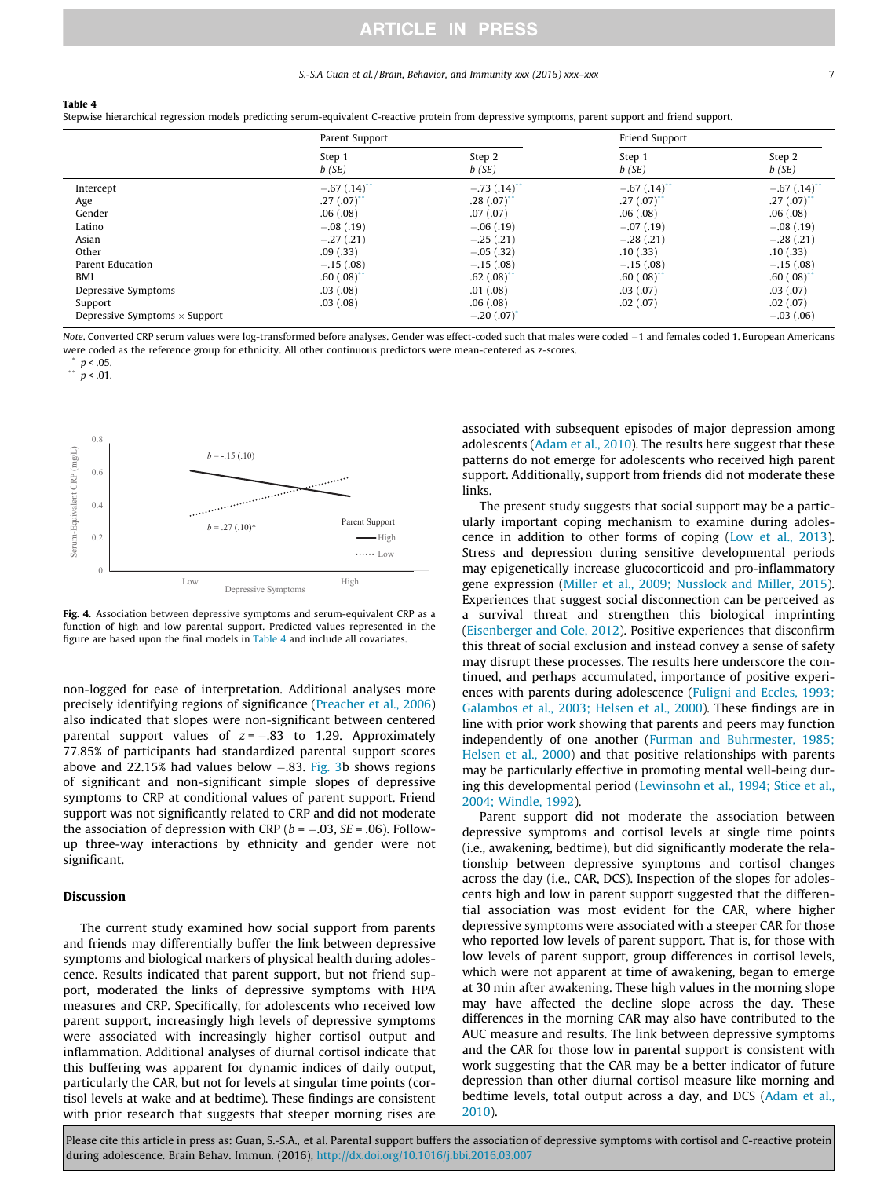**Table 4**
Stepwise hierarchical regression models predicting serum-equivalent C-reactive protein from depressive symptoms, parent support and friend support.

| | Parent Support | | Friend Support | |
|---|---|---|---|---|
| | Step 1 *b* (*SE*) | Step 2 *b* (*SE*) | Step 1 *b* (*SE*) | Step 2 *b* (*SE*) |
| Intercept | −.67 (.14)** | −.73 (.14)** | −.67 (.14)** | −.67 (.14)** |
| Age | .27 (.07)** | .28 (.07)** | .27 (.07)** | .27 (.07)** |
| Gender | .06 (.08) | .07 (.07) | .06 (.08) | .06 (.08) |
| Latino | −.08 (.19) | −.06 (.19) | −.07 (.19) | −.08 (.19) |
| Asian | −.27 (.21) | −.25 (.21) | −.28 (.21) | −.28 (.21) |
| Other | .09 (.33) | −.05 (.32) | .10 (.33) | .10 (.33) |
| Parent Education | −.15 (.08) | −.15 (.08) | −.15 (.08) | −.15 (.08) |
| BMI | .60 (.08)** | .62 (.08)** | .60 (.08)** | .60 (.08)** |
| Depressive Symptoms | .03 (.08) | .01 (.08) | .03 (.07) | .03 (.07) |
| Support | .03 (.08) | .06 (.08) | .02 (.07) | .02 (.07) |
| Depressive Symptoms × Support | | −.20 (.07)* | | −.03 (.06) |

*Note*. Converted CRP serum values were log-transformed before analyses. Gender was effect-coded such that males were coded −1 and females coded 1. European Americans were coded as the reference group for ethnicity. All other continuous predictors were mean-centered as z-scores.
\* $p < .05$.
\*\* $p < .01$.

**Fig. 4.** Association between depressive symptoms and serum-equivalent CRP as a function of high and low parental support. Predicted values represented in the figure are based upon the final models in Table 4 and include all covariates.

non-logged for ease of interpretation. Additional analyses more precisely identifying regions of significance (Preacher et al., 2006) also indicated that slopes were non-significant between centered parental support values of $z = -.83$ to 1.29. Approximately 77.85% of participants had standardized parental support scores above and 22.15% had values below −.83. Fig. 3b shows regions of significant and non-significant simple slopes of depressive symptoms to CRP at conditional values of parent support. Friend support was not significantly related to CRP and did not moderate the association of depression with CRP ($b = -.03$, $SE = .06$). Follow-up three-way interactions by ethnicity and gender were not significant.

## Discussion

The current study examined how social support from parents and friends may differentially buffer the link between depressive symptoms and biological markers of physical health during adolescence. Results indicated that parent support, but not friend support, moderated the links of depressive symptoms with HPA measures and CRP. Specifically, for adolescents who received low parent support, increasingly high levels of depressive symptoms were associated with increasingly higher cortisol output and inflammation. Additional analyses of diurnal cortisol indicate that this buffering was apparent for dynamic indices of daily output, particularly the CAR, but not for levels at singular time points (cortisol levels at wake and at bedtime). These findings are consistent with prior research that suggests that steeper morning rises are associated with subsequent episodes of major depression among adolescents (Adam et al., 2010). The results here suggest that these patterns do not emerge for adolescents who received high parent support. Additionally, support from friends did not moderate these links.

The present study suggests that social support may be a particularly important coping mechanism to examine during adolescence in addition to other forms of coping (Low et al., 2013). Stress and depression during sensitive developmental periods may epigenetically increase glucocorticoid and pro-inflammatory gene expression (Miller et al., 2009; Nusslock and Miller, 2015). Experiences that suggest social disconnection can be perceived as a survival threat and strengthen this biological imprinting (Eisenberger and Cole, 2012). Positive experiences that disconfirm this threat of social exclusion and instead convey a sense of safety may disrupt these processes. The results here underscore the continued, and perhaps accumulated, importance of positive experiences with parents during adolescence (Fuligni and Eccles, 1993; Galambos et al., 2003; Helsen et al., 2000). These findings are in line with prior work showing that parents and peers may function independently of one another (Furman and Buhrmester, 1985; Helsen et al., 2000) and that positive relationships with parents may be particularly effective in promoting mental well-being during this developmental period (Lewinsohn et al., 1994; Stice et al., 2004; Windle, 1992).

Parent support did not moderate the association between depressive symptoms and cortisol levels at single time points (i.e., awakening, bedtime), but did significantly moderate the relationship between depressive symptoms and cortisol changes across the day (i.e., CAR, DCS). Inspection of the slopes for adolescents high and low in parent support suggested that the differential association was most evident for the CAR, where higher depressive symptoms were associated with a steeper CAR for those who reported low levels of parent support. That is, for those with low levels of parent support, group differences in cortisol levels, which were not apparent at time of awakening, began to emerge at 30 min after awakening. These high values in the morning slope may have affected the decline slope across the day. These differences in the morning CAR may also have contributed to the AUC measure and results. The link between depressive symptoms and the CAR for those low in parental support is consistent with work suggesting that the CAR may be a better indicator of future depression than other diurnal cortisol measure like morning and bedtime levels, total output across a day, and DCS (Adam et al., 2010).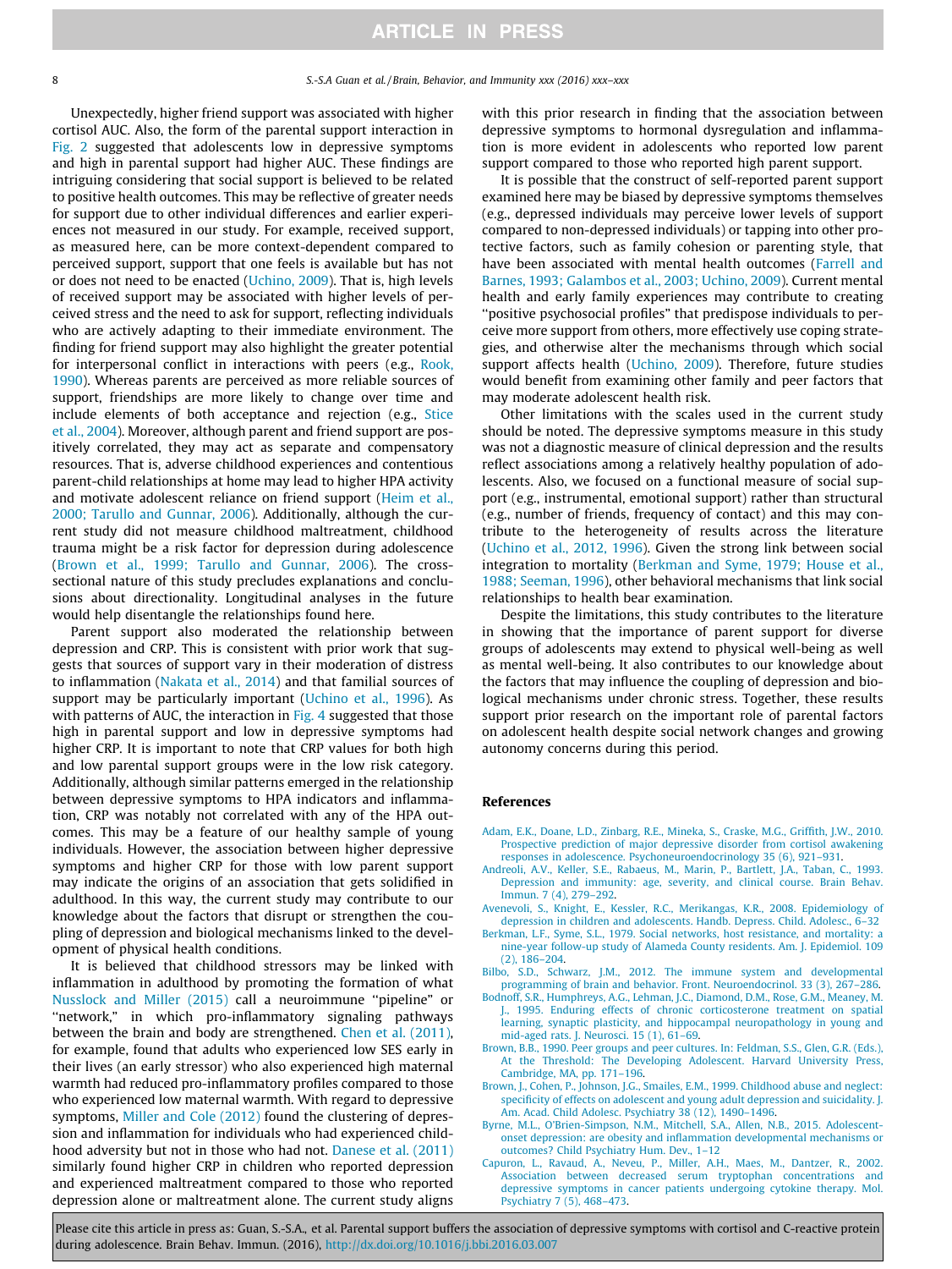Unexpectedly, higher friend support was associated with higher cortisol AUC. Also, the form of the parental support interaction in Fig. 2 suggested that adolescents low in depressive symptoms and high in parental support had higher AUC. These findings are intriguing considering that social support is believed to be related to positive health outcomes. This may be reflective of greater needs for support due to other individual differences and earlier experiences not measured in our study. For example, received support, as measured here, can be more context-dependent compared to perceived support, support that one feels is available but has not or does not need to be enacted (Uchino, 2009). That is, high levels of received support may be associated with higher levels of perceived stress and the need to ask for support, reflecting individuals who are actively adapting to their immediate environment. The finding for friend support may also highlight the greater potential for interpersonal conflict in interactions with peers (e.g., Rook, 1990). Whereas parents are perceived as more reliable sources of support, friendships are more likely to change over time and include elements of both acceptance and rejection (e.g., Stice et al., 2004). Moreover, although parent and friend support are positively correlated, they may act as separate and compensatory resources. That is, adverse childhood experiences and contentious parent-child relationships at home may lead to higher HPA activity and motivate adolescent reliance on friend support (Heim et al., 2000; Tarullo and Gunnar, 2006). Additionally, although the current study did not measure childhood maltreatment, childhood trauma might be a risk factor for depression during adolescence (Brown et al., 1999; Tarullo and Gunnar, 2006). The cross-sectional nature of this study precludes explanations and conclusions about directionality. Longitudinal analyses in the future would help disentangle the relationships found here.

Parent support also moderated the relationship between depression and CRP. This is consistent with prior work that suggests that sources of support vary in their moderation of distress to inflammation (Nakata et al., 2014) and that familial sources of support may be particularly important (Uchino et al., 1996). As with patterns of AUC, the interaction in Fig. 4 suggested that those high in parental support and low in depressive symptoms had higher CRP. It is important to note that CRP values for both high and low parental support groups were in the low risk category. Additionally, although similar patterns emerged in the relationship between depressive symptoms to HPA indicators and inflammation, CRP was notably not correlated with any of the HPA outcomes. This may be a feature of our healthy sample of young individuals. However, the association between higher depressive symptoms and higher CRP for those with low parent support may indicate the origins of an association that gets solidified in adulthood. In this way, the current study may contribute to our knowledge about the factors that disrupt or strengthen the coupling of depression and biological mechanisms linked to the development of physical health conditions.

It is believed that childhood stressors may be linked with inflammation in adulthood by promoting the formation of what Nusslock and Miller (2015) call a neuroimmune "pipeline" or "network," in which pro-inflammatory signaling pathways between the brain and body are strengthened. Chen et al. (2011), for example, found that adults who experienced low SES early in their lives (an early stressor) who also experienced high maternal warmth had reduced pro-inflammatory profiles compared to those who experienced low maternal warmth. With regard to depressive symptoms, Miller and Cole (2012) found the clustering of depression and inflammation for individuals who had experienced childhood adversity but not in those who had not. Danese et al. (2011) similarly found higher CRP in children who reported depression and experienced maltreatment compared to those who reported depression alone or maltreatment alone. The current study aligns with this prior research in finding that the association between depressive symptoms to hormonal dysregulation and inflammation is more evident in adolescents who reported low parent support compared to those who reported high parent support.

It is possible that the construct of self-reported parent support examined here may be biased by depressive symptoms themselves (e.g., depressed individuals may perceive lower levels of support compared to non-depressed individuals) or tapping into other protective factors, such as family cohesion or parenting style, that have been associated with mental health outcomes (Farrell and Barnes, 1993; Galambos et al., 2003; Uchino, 2009). Current mental health and early family experiences may contribute to creating "positive psychosocial profiles" that predispose individuals to perceive more support from others, more effectively use coping strategies, and otherwise alter the mechanisms through which social support affects health (Uchino, 2009). Therefore, future studies would benefit from examining other family and peer factors that may moderate adolescent health risk.

Other limitations with the scales used in the current study should be noted. The depressive symptoms measure in this study was not a diagnostic measure of clinical depression and the results reflect associations among a relatively healthy population of adolescents. Also, we focused on a functional measure of social support (e.g., instrumental, emotional support) rather than structural (e.g., number of friends, frequency of contact) and this may contribute to the heterogeneity of results across the literature (Uchino et al., 2012, 1996). Given the strong link between social integration to mortality (Berkman and Syme, 1979; House et al., 1988; Seeman, 1996), other behavioral mechanisms that link social relationships to health bear examination.

Despite the limitations, this study contributes to the literature in showing that the importance of parent support for diverse groups of adolescents may extend to physical well-being as well as mental well-being. It also contributes to our knowledge about the factors that may influence the coupling of depression and biological mechanisms under chronic stress. Together, these results support prior research on the important role of parental factors on adolescent health despite social network changes and growing autonomy concerns during this period.

## References

Adam, E.K., Doane, L.D., Zinbarg, R.E., Mineka, S., Craske, M.G., Griffith, J.W., 2010. Prospective prediction of major depressive disorder from cortisol awakening responses in adolescence. Psychoneuroendocrinology 35 (6), 921–931.

Andreoli, A.V., Keller, S.E., Rabaeus, M., Marin, P., Bartlett, J.A., Taban, C., 1993. Depression and immunity: age, severity, and clinical course. Brain Behav. Immun. 7 (4), 279–292.

Avenevoli, S., Knight, E., Kessler, R.C., Merikangas, K.R., 2008. Epidemiology of depression in children and adolescents. Handb. Depress. Child. Adolesc., 6–32

Berkman, L.F., Syme, S.L., 1979. Social networks, host resistance, and mortality: a nine-year follow-up study of Alameda County residents. Am. J. Epidemiol. 109 (2), 186–204.

Bilbo, S.D., Schwarz, J.M., 2012. The immune system and developmental programming of brain and behavior. Front. Neuroendocrinol. 33 (3), 267–286.

Bodnoff, S.R., Humphreys, A.G., Lehman, J.C., Diamond, D.M., Rose, G.M., Meaney, M. J., 1995. Enduring effects of chronic corticosterone treatment on spatial learning, synaptic plasticity, and hippocampal neuropathology in young and mid-aged rats. J. Neurosci. 15 (1), 61–69.

Brown, B.B., 1990. Peer groups and peer cultures. In: Feldman, S.S., Glen, G.R. (Eds.), At the Threshold: The Developing Adolescent. Harvard University Press, Cambridge, MA, pp. 171–196.

Brown, J., Cohen, P., Johnson, J.G., Smailes, E.M., 1999. Childhood abuse and neglect: specificity of effects on adolescent and young adult depression and suicidality. J. Am. Acad. Child Adolesc. Psychiatry 38 (12), 1490–1496.

Byrne, M.L., O'Brien-Simpson, N.M., Mitchell, S.A., Allen, N.B., 2015. Adolescent-onset depression: are obesity and inflammation developmental mechanisms or outcomes? Child Psychiatry Hum. Dev., 1–12

Capuron, L., Ravaud, A., Neveu, P., Miller, A.H., Maes, M., Dantzer, R., 2002. Association between decreased serum tryptophan concentrations and depressive symptoms in cancer patients undergoing cytokine therapy. Mol. Psychiatry 7 (5), 468–473.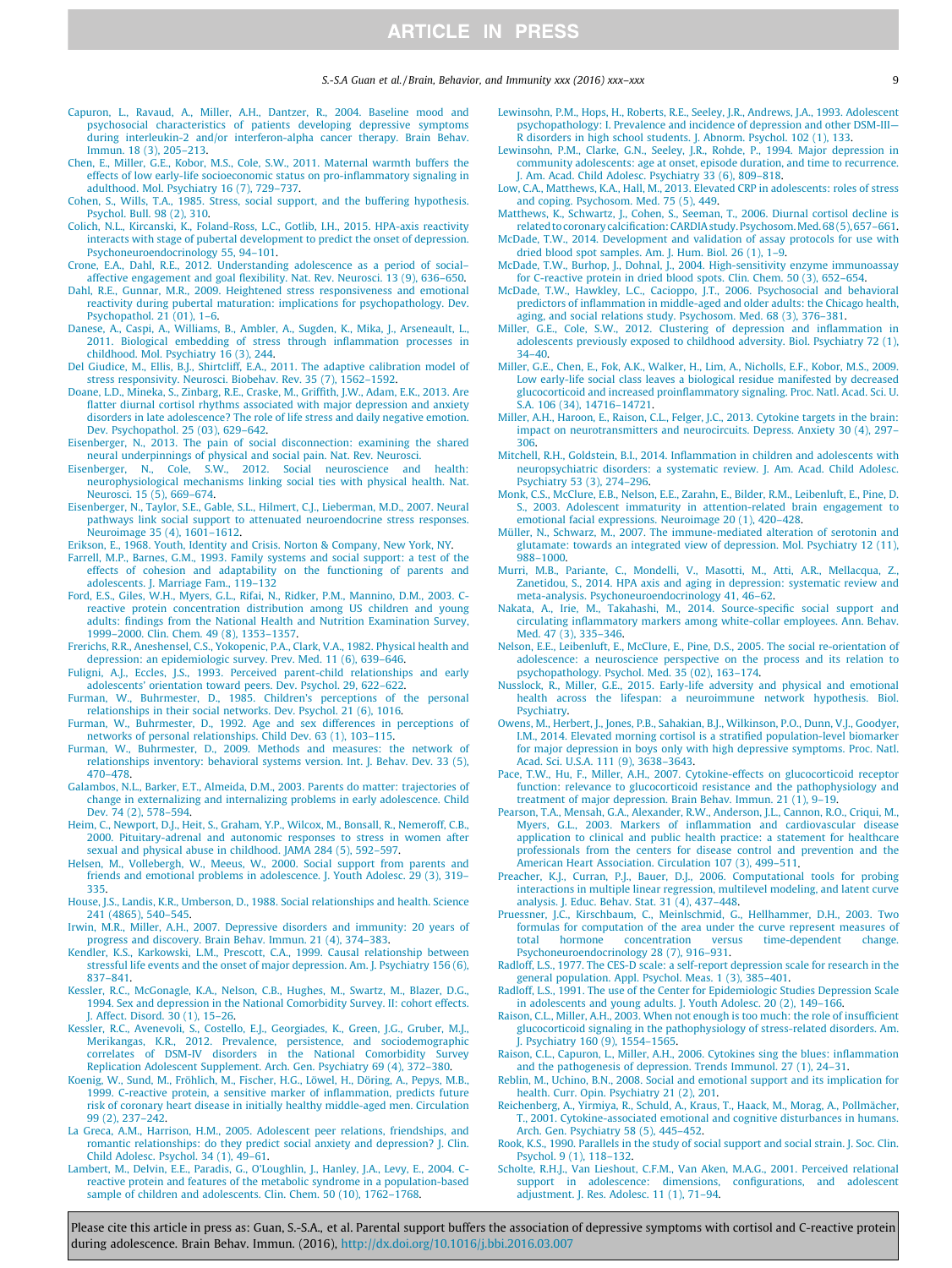Capuron, L., Ravaud, A., Miller, A.H., Dantzer, R., 2004. Baseline mood and psychosocial characteristics of patients developing depressive symptoms during interleukin-2 and/or interferon-alpha cancer therapy. Brain Behav. Immun. 18 (3), 205–213.

Chen, E., Miller, G.E., Kobor, M.S., Cole, S.W., 2011. Maternal warmth buffers the effects of low early-life socioeconomic status on pro-inflammatory signaling in adulthood. Mol. Psychiatry 16 (7), 729–737.

Cohen, S., Wills, T.A., 1985. Stress, social support, and the buffering hypothesis. Psychol. Bull. 98 (2), 310.

Colich, N.L., Kircanski, K., Foland-Ross, L.C., Gotlib, I.H., 2015. HPA-axis reactivity interacts with stage of pubertal development to predict the onset of depression. Psychoneuroendocrinology 55, 94–101.

Crone, E.A., Dahl, R.E., 2012. Understanding adolescence as a period of social–affective engagement and goal flexibility. Nat. Rev. Neurosci. 13 (9), 636–650.

Dahl, R.E., Gunnar, M.R., 2009. Heightened stress responsiveness and emotional reactivity during pubertal maturation: implications for psychopathology. Dev. Psychopathol. 21 (01), 1–6.

Danese, A., Caspi, A., Williams, B., Ambler, A., Sugden, K., Mika, J., Arseneault, L., 2011. Biological embedding of stress through inflammation processes in childhood. Mol. Psychiatry 16 (3), 244.

Del Giudice, M., Ellis, B.J., Shirtcliff, E.A., 2011. The adaptive calibration model of stress responsivity. Neurosci. Biobehav. Rev. 35 (7), 1562–1592.

Doane, L.D., Mineka, S., Zinbarg, R.E., Craske, M., Griffith, J.W., Adam, E.K., 2013. Are flatter diurnal cortisol rhythms associated with major depression and anxiety disorders in late adolescence? The role of life stress and daily negative emotion. Dev. Psychopathol. 25 (03), 629–642.

Eisenberger, N., 2013. The pain of social disconnection: examining the shared neural underpinnings of physical and social pain. Nat. Rev. Neurosci.

Eisenberger, N., Cole, S.W., 2012. Social neuroscience and health: neurophysiological mechanisms linking social ties with physical health. Nat. Neurosci. 15 (5), 669–674.

Eisenberger, N., Taylor, S.E., Gable, S.L., Hilmert, C.J., Lieberman, M.D., 2007. Neural pathways link social support to attenuated neuroendocrine stress responses. Neuroimage 35 (4), 1601–1612.

Erikson, E., 1968. Youth, Identity and Crisis. Norton & Company, New York, NY.

Farrell, M.P., Barnes, G.M., 1993. Family systems and social support: a test of the effects of cohesion and adaptability on the functioning of parents and adolescents. J. Marriage Fam., 119–132

Ford, E.S., Giles, W.H., Myers, G.L., Rifai, N., Ridker, P.M., Mannino, D.M., 2003. C-reactive protein concentration distribution among US children and young adults: findings from the National Health and Nutrition Examination Survey, 1999–2000. Clin. Chem. 49 (8), 1353–1357.

Frerichs, R.R., Aneshensel, C.S., Yokopenic, P.A., Clark, V.A., 1982. Physical health and depression: an epidemiologic survey. Prev. Med. 11 (6), 639–646.

Fuligni, A.J., Eccles, J.S., 1993. Perceived parent-child relationships and early adolescents' orientation toward peers. Dev. Psychol. 29, 622–622.

Furman, W., Buhrmester, D., 1985. Children's perceptions of the personal relationships in their social networks. Dev. Psychol. 21 (6), 1016.

Furman, W., Buhrmester, D., 1992. Age and sex differences in perceptions of networks of personal relationships. Child Dev. 63 (1), 103–115.

Furman, W., Buhrmester, D., 2009. Methods and measures: the network of relationships inventory: behavioral systems version. Int. J. Behav. Dev. 33 (5), 470–478.

Galambos, N.L., Barker, E.T., Almeida, D.M., 2003. Parents do matter: trajectories of change in externalizing and internalizing problems in early adolescence. Child Dev. 74 (2), 578–594.

Heim, C., Newport, D.J., Heit, S., Graham, Y.P., Wilcox, M., Bonsall, R., Nemeroff, C.B., 2000. Pituitary-adrenal and autonomic responses to stress in women after sexual and physical abuse in childhood. JAMA 284 (5), 592–597.

Helsen, M., Vollebergh, W., Meeus, W., 2000. Social support from parents and friends and emotional problems in adolescence. J. Youth Adolesc. 29 (3), 319–335.

House, J.S., Landis, K.R., Umberson, D., 1988. Social relationships and health. Science 241 (4865), 540–545.

Irwin, M.R., Miller, A.H., 2007. Depressive disorders and immunity: 20 years of progress and discovery. Brain Behav. Immun. 21 (4), 374–383.

Kendler, K.S., Karkowski, L.M., Prescott, C.A., 1999. Causal relationship between stressful life events and the onset of major depression. Am. J. Psychiatry 156 (6), 837–841.

Kessler, R.C., McGonagle, K.A., Nelson, C.B., Hughes, M., Swartz, M., Blazer, D.G., 1994. Sex and depression in the National Comorbidity Survey. II: cohort effects. J. Affect. Disord. 30 (1), 15–26.

Kessler, R.C., Avenevoli, S., Costello, E.J., Georgiades, K., Green, J.G., Gruber, M.J., Merikangas, K.R., 2012. Prevalence, persistence, and sociodemographic correlates of DSM-IV disorders in the National Comorbidity Survey Replication Adolescent Supplement. Arch. Gen. Psychiatry 69 (4), 372–380.

Koenig, W., Sund, M., Fröhlich, M., Fischer, H.G., Löwel, H., Döring, A., Pepys, M.B., 1999. C-reactive protein, a sensitive marker of inflammation, predicts future risk of coronary heart disease in initially healthy middle-aged men. Circulation 99 (2), 237–242.

La Greca, A.M., Harrison, H.M., 2005. Adolescent peer relations, friendships, and romantic relationships: do they predict social anxiety and depression? J. Clin. Child Adolesc. Psychol. 34 (1), 49–61.

Lambert, M., Delvin, E.E., Paradis, G., O'Loughlin, J., Hanley, J.A., Levy, E., 2004. C-reactive protein and features of the metabolic syndrome in a population-based sample of children and adolescents. Clin. Chem. 50 (10), 1762–1768.

Lewinsohn, P.M., Hops, H., Roberts, R.E., Seeley, J.R., Andrews, J.A., 1993. Adolescent psychopathology: I. Prevalence and incidence of depression and other DSM-III—R disorders in high school students. J. Abnorm. Psychol. 102 (1), 133.

Lewinsohn, P.M., Clarke, G.N., Seeley, J.R., Rohde, P., 1994. Major depression in community adolescents: age at onset, episode duration, and time to recurrence. J. Am. Acad. Child Adolesc. Psychiatry 33 (6), 809–818.

Low, C.A., Matthews, K.A., Hall, M., 2013. Elevated CRP in adolescents: roles of stress and coping. Psychosom. Med. 75 (5), 449.

Matthews, K., Schwartz, J., Cohen, S., Seeman, T., 2006. Diurnal cortisol decline is related to coronary calcification: CARDIA study. Psychosom. Med. 68 (5), 657–661.

McDade, T.W., 2014. Development and validation of assay protocols for use with dried blood spot samples. Am. J. Hum. Biol. 26 (1), 1–9.

McDade, T.W., Burhop, J., Dohnal, J., 2004. High-sensitivity enzyme immunoassay for C-reactive protein in dried blood spots. Clin. Chem. 50 (3), 652–654.

McDade, T.W., Hawkley, L.C., Cacioppo, J.T., 2006. Psychosocial and behavioral predictors of inflammation in middle-aged and older adults: the Chicago health, aging, and social relations study. Psychosom. Med. 68 (3), 376–381.

Miller, G.E., Cole, S.W., 2012. Clustering of depression and inflammation in adolescents previously exposed to childhood adversity. Biol. Psychiatry 72 (1), 34–40.

Miller, G.E., Chen, E., Fok, A.K., Walker, H., Lim, A., Nicholls, E.F., Kobor, M.S., 2009. Low early-life social class leaves a biological residue manifested by decreased glucocorticoid and increased proinflammatory signaling. Proc. Natl. Acad. Sci. U.S.A. 106 (34), 14716–14721.

Miller, A.H., Haroon, E., Raison, C.L., Felger, J.C., 2013. Cytokine targets in the brain: impact on neurotransmitters and neurocircuits. Depress. Anxiety 30 (4), 297–306.

Mitchell, R.H., Goldstein, B.I., 2014. Inflammation in children and adolescents with neuropsychiatric disorders: a systematic review. J. Am. Acad. Child Adolesc. Psychiatry 53 (3), 274–296.

Monk, C.S., McClure, E.B., Nelson, E.E., Zarahn, E., Bilder, R.M., Leibenluft, E., Pine, D. S., 2003. Adolescent immaturity in attention-related brain engagement to emotional facial expressions. Neuroimage 20 (1), 420–428.

Müller, N., Schwarz, M., 2007. The immune-mediated alteration of serotonin and glutamate: towards an integrated view of depression. Mol. Psychiatry 12 (11), 988–1000.

Murri, M.B., Pariante, C., Mondelli, V., Masotti, M., Atti, A.R., Mellacqua, Z., Zanetidou, S., 2014. HPA axis and aging in depression: systematic review and meta-analysis. Psychoneuroendocrinology 41, 46–62.

Nakata, A., Irie, M., Takahashi, M., 2014. Source-specific social support and circulating inflammatory markers among white-collar employees. Ann. Behav. Med. 47 (3), 335–346.

Nelson, E.E., Leibenluft, E., McClure, E., Pine, D.S., 2005. The social re-orientation of adolescence: a neuroscience perspective on the process and its relation to psychopathology. Psychol. Med. 35 (02), 163–174.

Nusslock, R., Miller, G.E., 2015. Early-life adversity and physical and emotional health across the lifespan: a neuroimmune network hypothesis. Biol. Psychiatry.

Owens, M., Herbert, J., Jones, P.B., Sahakian, B.J., Wilkinson, P.O., Dunn, V.J., Goodyer, I.M., 2014. Elevated morning cortisol is a stratified population-level biomarker for major depression in boys only with high depressive symptoms. Proc. Natl. Acad. Sci. U.S.A. 111 (9), 3638–3643.

Pace, T.W., Hu, F., Miller, A.H., 2007. Cytokine-effects on glucocorticoid receptor function: relevance to glucocorticoid resistance and the pathophysiology and treatment of major depression. Brain Behav. Immun. 21 (1), 9–19.

Pearson, T.A., Mensah, G.A., Alexander, R.W., Anderson, J.L., Cannon, R.O., Criqui, M., Myers, G.L., 2003. Markers of inflammation and cardiovascular disease application to clinical and public health practice: a statement for healthcare professionals from the centers for disease control and prevention and the American Heart Association. Circulation 107 (3), 499–511.

Preacher, K.J., Curran, P.J., Bauer, D.J., 2006. Computational tools for probing interactions in multiple linear regression, multilevel modeling, and latent curve analysis. J. Educ. Behav. Stat. 31 (4), 437–448.

Pruessner, J.C., Kirschbaum, C., Meinlschmid, G., Hellhammer, D.H., 2003. Two formulas for computation of the area under the curve represent measures of total hormone concentration versus time-dependent change. Psychoneuroendocrinology 28 (7), 916–931.

Radloff, L.S., 1977. The CES-D scale: a self-report depression scale for research in the general population. Appl. Psychol. Meas. 1 (3), 385–401.

Radloff, L.S., 1991. The use of the Center for Epidemiologic Studies Depression Scale in adolescents and young adults. J. Youth Adolesc. 20 (2), 149–166.

Raison, C.L., Miller, A.H., 2003. When not enough is too much: the role of insufficient glucocorticoid signaling in the pathophysiology of stress-related disorders. Am. J. Psychiatry 160 (9), 1554–1565.

Raison, C.L., Capuron, L., Miller, A.H., 2006. Cytokines sing the blues: inflammation and the pathogenesis of depression. Trends Immunol. 27 (1), 24–31.

Reblin, M., Uchino, B.N., 2008. Social and emotional support and its implication for health. Curr. Opin. Psychiatry 21 (2), 201.

Reichenberg, A., Yirmiya, R., Schuld, A., Kraus, T., Haack, M., Morag, A., Pollmächer, T., 2001. Cytokine-associated emotional and cognitive disturbances in humans. Arch. Gen. Psychiatry 58 (5), 445–452.

Rook, K.S., 1990. Parallels in the study of social support and social strain. J. Soc. Clin. Psychol. 9 (1), 118–132.

Scholte, R.H.J., Van Lieshout, C.F.M., Van Aken, M.A.G., 2001. Perceived relational support in adolescence: dimensions, configurations, and adolescent adjustment. J. Res. Adolesc. 11 (1), 71–94.

Please cite this article in press as: Guan, S.-S.A., et al. Parental support buffers the association of depressive symptoms with cortisol and C-reactive protein during adolescence. Brain Behav. Immun. (2016), http://dx.doi.org/10.1016/j.bbi.2016.03.007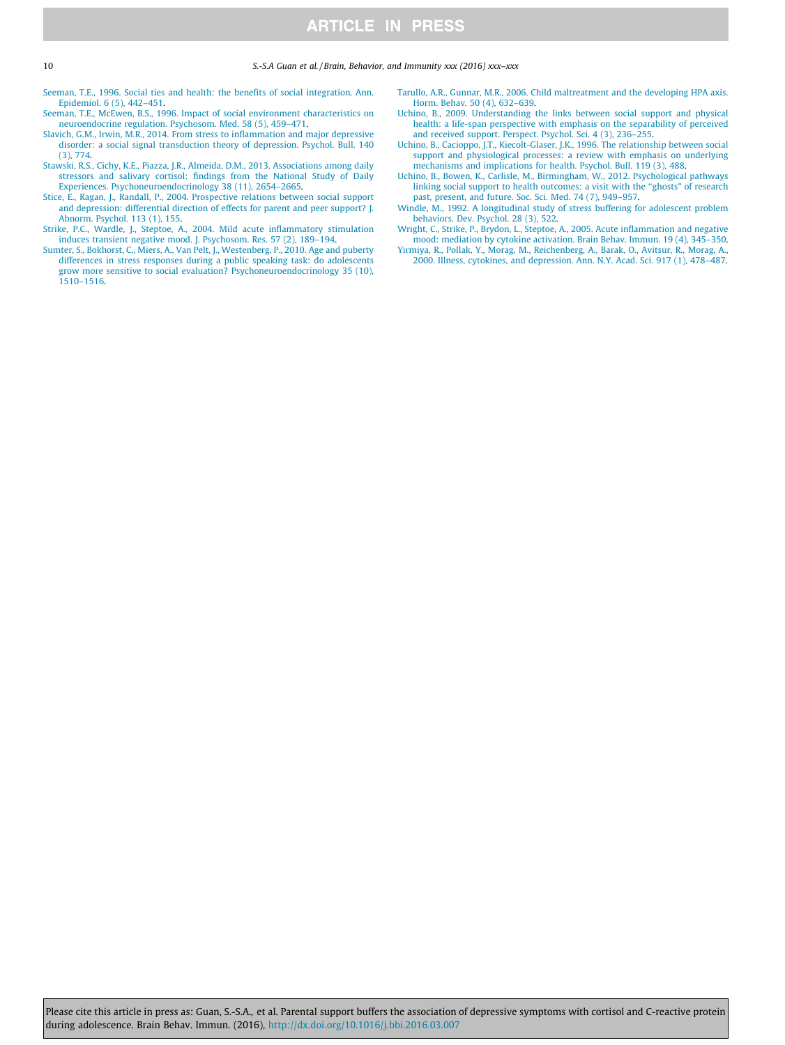Seeman, T.E., 1996. Social ties and health: the benefits of social integration. Ann. Epidemiol. 6 (5), 442–451.

Seeman, T.E., McEwen, B.S., 1996. Impact of social environment characteristics on neuroendocrine regulation. Psychosom. Med. 58 (5), 459–471.

Slavich, G.M., Irwin, M.R., 2014. From stress to inflammation and major depressive disorder: a social signal transduction theory of depression. Psychol. Bull. 140 (3), 774.

Stawski, R.S., Cichy, K.E., Piazza, J.R., Almeida, D.M., 2013. Associations among daily stressors and salivary cortisol: findings from the National Study of Daily Experiences. Psychoneuroendocrinology 38 (11), 2654–2665.

Stice, E., Ragan, J., Randall, P., 2004. Prospective relations between social support and depression: differential direction of effects for parent and peer support? J. Abnorm. Psychol. 113 (1), 155.

Strike, P.C., Wardle, J., Steptoe, A., 2004. Mild acute inflammatory stimulation induces transient negative mood. J. Psychosom. Res. 57 (2), 189–194.

Sumter, S., Bokhorst, C., Miers, A., Van Pelt, J., Westenberg, P., 2010. Age and puberty differences in stress responses during a public speaking task: do adolescents grow more sensitive to social evaluation? Psychoneuroendocrinology 35 (10), 1510–1516.

Tarullo, A.R., Gunnar, M.R., 2006. Child maltreatment and the developing HPA axis. Horm. Behav. 50 (4), 632–639.

Uchino, B., 2009. Understanding the links between social support and physical health: a life-span perspective with emphasis on the separability of perceived and received support. Perspect. Psychol. Sci. 4 (3), 236–255.

Uchino, B., Cacioppo, J.T., Kiecolt-Glaser, J.K., 1996. The relationship between social support and physiological processes: a review with emphasis on underlying mechanisms and implications for health. Psychol. Bull. 119 (3), 488.

Uchino, B., Bowen, K., Carlisle, M., Birmingham, W., 2012. Psychological pathways linking social support to health outcomes: a visit with the "ghosts" of research past, present, and future. Soc. Sci. Med. 74 (7), 949–957.

Windle, M., 1992. A longitudinal study of stress buffering for adolescent problem behaviors. Dev. Psychol. 28 (3), 522.

Wright, C., Strike, P., Brydon, L., Steptoe, A., 2005. Acute inflammation and negative mood: mediation by cytokine activation. Brain Behav. Immun. 19 (4), 345–350.

Yirmiya, R., Pollak, Y., Morag, M., Reichenberg, A., Barak, O., Avitsur, R., Morag, A., 2000. Illness, cytokines, and depression. Ann. N.Y. Acad. Sci. 917 (1), 478–487.